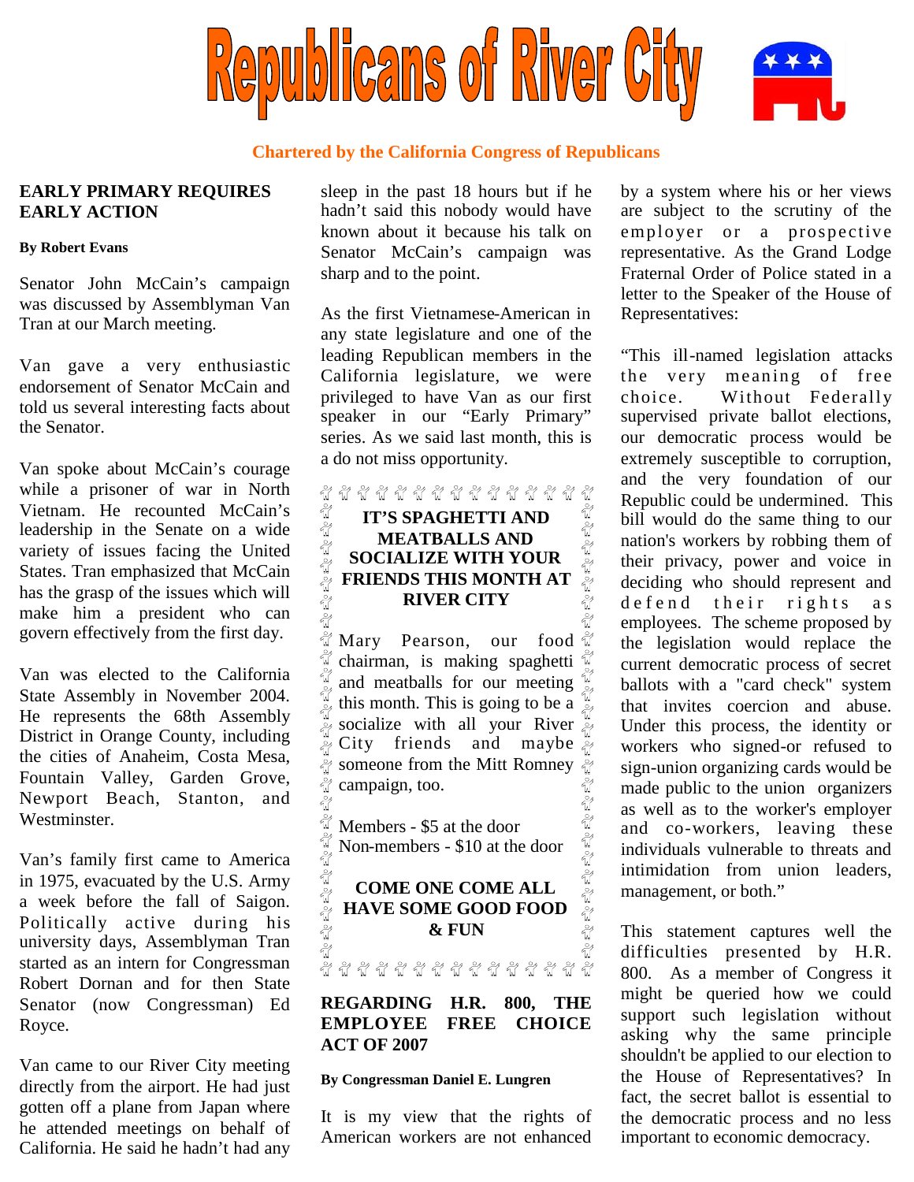# Republicans of River City

**Chartered by the California Congress of Republicans**

## EARLY PRIMARY REQUIRES EARLY ACTION

**By Robert Evans**

Senator John McCain's campaign was discussed by Assemblyman Van Tran at our March meeting.

Van gave a very enthusiastic endorsement of Senator McCain and told us several interesting facts about the Senator.

Van spoke about McCain's courage while a prisoner of war in North Vietnam. He recounted McCain's leadership in the Senate on a wide variety of issues facing the United States. Tran emphasized that McCain has the grasp of the issues which will make him a president who can govern effectively from the first day.

Van was elected to the California State Assembly in November 2004. He represents the 68th Assembly District in Orange County, including the cities of Anaheim, Costa Mesa, Fountain Valley, Garden Grove, Newport Beach, Stanton, and Westminster.

Van's family first came to America in 1975, evacuated by the U.S. Army a week before the fall of Saigon. Politically active during his university days, Assemblyman Tran started as an intern for Congressman Robert Dornan and for then State Senator (now Congressman) Ed Royce.

Van came to our River City meeting directly from the airport. He had just gotten off a plane from Japan where he attended meetings on behalf of California. He said he hadn't had any sleep in the past 18 hours but if he hadn't said this nobody would have known about it because his talk on Senator McCain's campaign was sharp and to the point.

As the first Vietnamese-American in any state legislature and one of the leading Republican members in the California legislature, we were privileged to have Van as our first speaker in our "Early Primary" series. As we said last month, this is a do not miss opportunity.

---

**IT'S SPAGHETTI AND MEATBALLS AND SOCIALIZE WITH YOUR FRIENDS THIS MONTH AT RIVER CITY**

Mary Pearson, our food chairman, is making spaghetti and meatballs for our meeting this month. This is going to be a socialize with all your River City friends and maybe someone from the Mitt Romney campaign, too.

Members - $5 at the door
Non-members - $10 at the door

**COME ONE COME ALL HAVE SOME GOOD FOOD & FUN**

---

## REGARDING H.R. 800, THE EMPLOYEE FREE CHOICE ACT OF 2007

**By Congressman Daniel E. Lungren**

It is my view that the rights of American workers are not enhanced by a system where his or her views are subject to the scrutiny of the employer or a prospective representative. As the Grand Lodge Fraternal Order of Police stated in a letter to the Speaker of the House of Representatives:

"This ill-named legislation attacks the very meaning of free choice. Without Federally supervised private ballot elections, our democratic process would be extremely susceptible to corruption, and the very foundation of our Republic could be undermined. This bill would do the same thing to our nation's workers by robbing them of their privacy, power and voice in deciding who should represent and defend their rights as employees. The scheme proposed by the legislation would replace the current democratic process of secret ballots with a "card check" system that invites coercion and abuse. Under this process, the identity or workers who signed-or refused to sign-union organizing cards would be made public to the union organizers as well as to the worker's employer and co-workers, leaving these individuals vulnerable to threats and intimidation from union leaders, management, or both."

This statement captures well the difficulties presented by H.R. 800. As a member of Congress it might be queried how we could support such legislation without asking why the same principle shouldn't be applied to our election to the House of Representatives? In fact, the secret ballot is essential to the democratic process and no less important to economic democracy.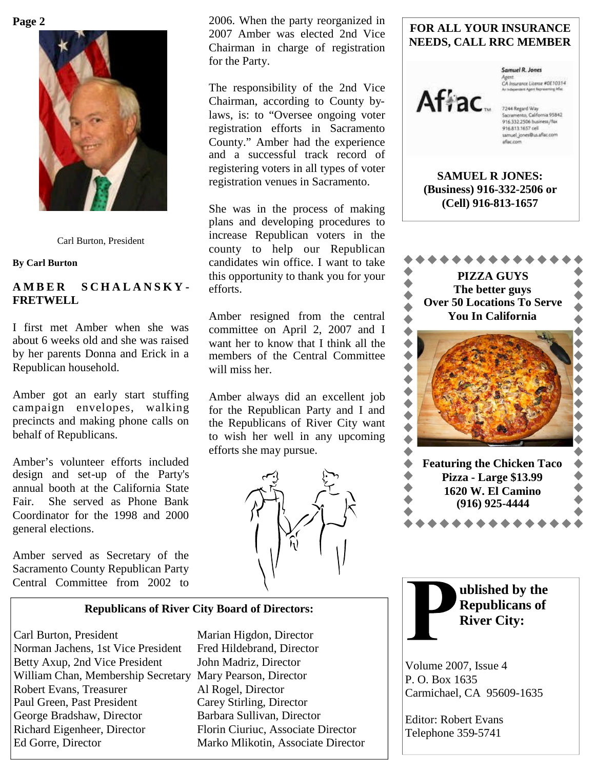Carl Burton, President

**By Carl Burton**

## AMBER SCHALANSKY-FRETWELL

I first met Amber when she was about 6 weeks old and she was raised by her parents Donna and Erick in a Republican household.

Amber got an early start stuffing campaign envelopes, walking precincts and making phone calls on behalf of Republicans.

Amber's volunteer efforts included design and set-up of the Party's annual booth at the California State Fair. She served as Phone Bank Coordinator for the 1998 and 2000 general elections.

Amber served as Secretary of the Sacramento County Republican Party Central Committee from 2002 to 2006. When the party reorganized in 2007 Amber was elected 2nd Vice Chairman in charge of registration for the Party.

The responsibility of the 2nd Vice Chairman, according to County by-laws, is: to "Oversee ongoing voter registration efforts in Sacramento County." Amber had the experience and a successful track record of registering voters in all types of voter registration venues in Sacramento.

She was in the process of making plans and developing procedures to increase Republican voters in the county to help our Republican candidates win office. I want to take this opportunity to thank you for your efforts.

Amber resigned from the central committee on April 2, 2007 and I want her to know that I think all the members of the Central Committee will miss her.

Amber always did an excellent job for the Republican Party and I and the Republicans of River City want to wish her well in any upcoming efforts she may pursue.

**Republicans of River City Board of Directors:**

Carl Burton, President
Norman Jachens, 1st Vice President
Betty Axup, 2nd Vice President
William Chan, Membership Secretary
Robert Evans, Treasurer
Paul Green, Past President
George Bradshaw, Director
Richard Eigenheer, Director
Ed Gorre, Director
Marian Higdon, Director
Fred Hildebrand, Director
John Madriz, Director
Mary Pearson, Director
Al Rogel, Director
Carey Stirling, Director
Barbara Sullivan, Director
Florin Ciuriuc, Associate Director
Marko Mlikotin, Associate Director

**FOR ALL YOUR INSURANCE NEEDS, CALL RRC MEMBER**

Aflac

Samuel R. Jones
Agent
CA Insurance License #0E10314
An Independent Agent Representing Aflac

7244 Regard Way
Sacramento, California 95842
916.332.2506 business/fax
916.813.1657 cell
samuel_jones@us.aflac.com
aflac.com

**SAMUEL R JONES:**
**(Business) 916-332-2506 or**
**(Cell) 916-813-1657**

**PIZZA GUYS**
**The better guys**
**Over 50 Locations To Serve You In California**

**Featuring the Chicken Taco Pizza - Large $13.99**
**1620 W. El Camino**
**(916) 925-4444**

**Published by the Republicans of River City:**

Volume 2007, Issue 4
P. O. Box 1635
Carmichael, CA 95609-1635

Editor: Robert Evans
Telephone 359-5741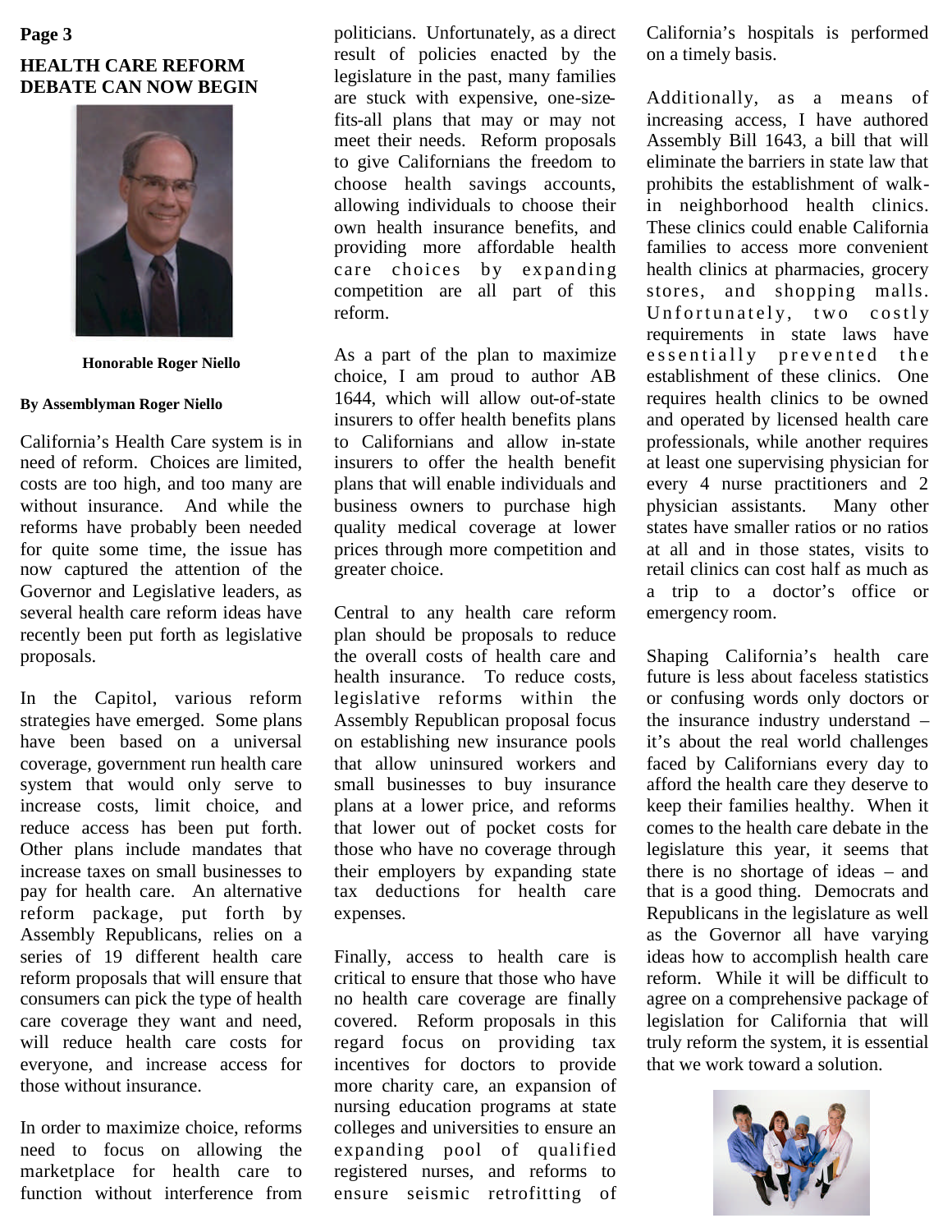## HEALTH CARE REFORM DEBATE CAN NOW BEGIN

**Honorable Roger Niello**

**By Assemblyman Roger Niello**

California's Health Care system is in need of reform. Choices are limited, costs are too high, and too many are without insurance. And while the reforms have probably been needed for quite some time, the issue has now captured the attention of the Governor and Legislative leaders, as several health care reform ideas have recently been put forth as legislative proposals.

In the Capitol, various reform strategies have emerged. Some plans have been based on a universal coverage, government run health care system that would only serve to increase costs, limit choice, and reduce access has been put forth. Other plans include mandates that increase taxes on small businesses to pay for health care. An alternative reform package, put forth by Assembly Republicans, relies on a series of 19 different health care reform proposals that will ensure that consumers can pick the type of health care coverage they want and need, will reduce health care costs for everyone, and increase access for those without insurance.

In order to maximize choice, reforms need to focus on allowing the marketplace for health care to function without interference from politicians. Unfortunately, as a direct result of policies enacted by the legislature in the past, many families are stuck with expensive, one-size-fits-all plans that may or may not meet their needs. Reform proposals to give Californians the freedom to choose health savings accounts, allowing individuals to choose their own health insurance benefits, and providing more affordable health care choices by expanding competition are all part of this reform.

As a part of the plan to maximize choice, I am proud to author AB 1644, which will allow out-of-state insurers to offer health benefits plans to Californians and allow in-state insurers to offer the health benefit plans that will enable individuals and business owners to purchase high quality medical coverage at lower prices through more competition and greater choice.

Central to any health care reform plan should be proposals to reduce the overall costs of health care and health insurance. To reduce costs, legislative reforms within the Assembly Republican proposal focus on establishing new insurance pools that allow uninsured workers and small businesses to buy insurance plans at a lower price, and reforms that lower out of pocket costs for those who have no coverage through their employers by expanding state tax deductions for health care expenses.

Finally, access to health care is critical to ensure that those who have no health care coverage are finally covered. Reform proposals in this regard focus on providing tax incentives for doctors to provide more charity care, an expansion of nursing education programs at state colleges and universities to ensure an expanding pool of qualified registered nurses, and reforms to ensure seismic retrofitting of California's hospitals is performed on a timely basis.

Additionally, as a means of increasing access, I have authored Assembly Bill 1643, a bill that will eliminate the barriers in state law that prohibits the establishment of walk-in neighborhood health clinics. These clinics could enable California families to access more convenient health clinics at pharmacies, grocery stores, and shopping malls. Unfortunately, two costly requirements in state laws have essentially prevented the establishment of these clinics. One requires health clinics to be owned and operated by licensed health care professionals, while another requires at least one supervising physician for every 4 nurse practitioners and 2 physician assistants. Many other states have smaller ratios or no ratios at all and in those states, visits to retail clinics can cost half as much as a trip to a doctor's office or emergency room.

Shaping California's health care future is less about faceless statistics or confusing words only doctors or the insurance industry understand – it's about the real world challenges faced by Californians every day to afford the health care they deserve to keep their families healthy. When it comes to the health care debate in the legislature this year, it seems that there is no shortage of ideas – and that is a good thing. Democrats and Republicans in the legislature as well as the Governor all have varying ideas how to accomplish health care reform. While it will be difficult to agree on a comprehensive package of legislation for California that will truly reform the system, it is essential that we work toward a solution.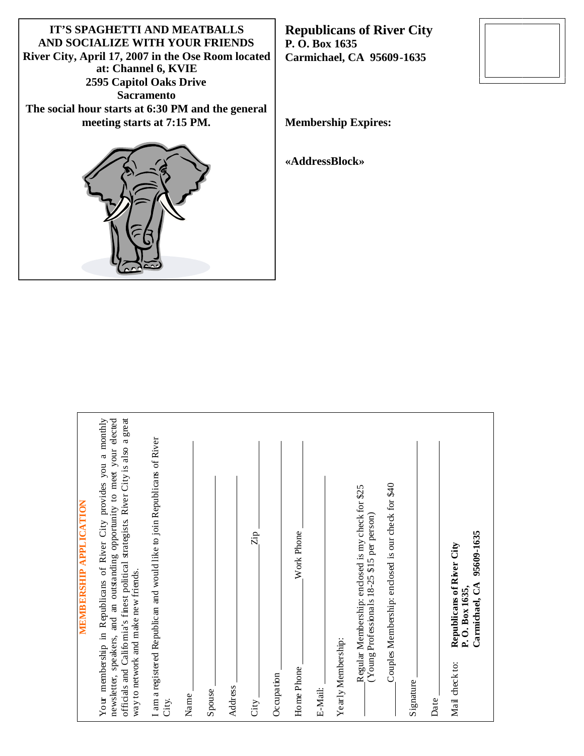**IT'S SPAGHETTI AND MEATBALLS AND SOCIALIZE WITH YOUR FRIENDS**

**River City, April 17, 2007 in the Ose Room located at: Channel 6, KVIE**

**2595 Capitol Oaks Drive**

**Sacramento**

**The social hour starts at 6:30 PM and the general meeting starts at 7:15 PM.**

**Republicans of River City**
**P. O. Box 1635**
**Carmichael, CA 95609-1635**

**Membership Expires:**

**«AddressBlock»**

## MEMBERSHIP APPLICATION

Your membership in Republicans of River City provides you a monthly newsletter, speakers, and an outstanding opportunity to meet your elected officials and California's finest political strategists. River City is also a great way to network and make new friends.

I am a registered Republican and would like to join Republicans of River City.

Name ____________________

Spouse ____________________

Address ____________________

City ____________________ Zip ____________________

Occupation ____________________

Home Phone ____________________ Work Phone ____________________

E-Mail: ____________________

Yearly Membership:

____ Regular Membership: enclosed is my check for $25 (Young Professionals 18-25 $15 per person)

____ Couples Membership: enclosed is our check for $40

Signature ____________________

Date ____________________

Mail check to: **Republicans of River City**
**P. O. Box 1635,**
**Carmichael, CA 95609-1635**